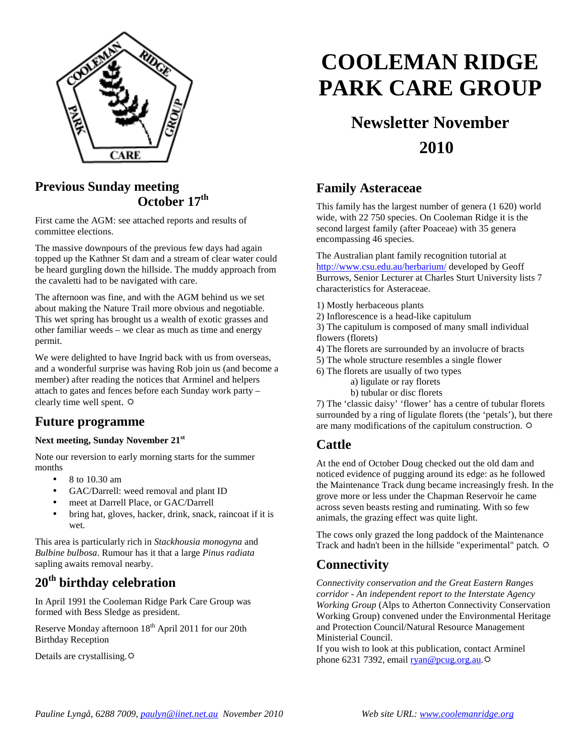# COOLEMAN RIDGE PARK CARE GROUP

## Newsletter November 2010

## Previous Sunday meeting October 17th

First came the AGM: see attached reports and results of committee elections.

The massive downpours of the previous few days had again topped up the Kathner St dam and a stream of clear water could be heard gurgling down the hillside. The muddy approach from the cavaletti had to be navigated with care.

The afternoon was fine, and with the AGM behind us we set about making the Nature Trail more obvious and negotiable. This wet spring has brought us a wealth of exotic grasses and other familiar weeds – we clear as much as time and energy permit.

We were delighted to have Ingrid back with us from overseas, and a wonderful surprise was having Rob join us (and become a member) after reading the notices that Arminel and helpers attach to gates and fences before each Sunday work party – clearly time well spent. ☼

## Future programme

**Next meeting, Sunday November 21st**

Note our reversion to early morning starts for the summer months

- 8 to 10.30 am
- GAC/Darrell: weed removal and plant ID
- meet at Darrell Place, or GAC/Darrell
- bring hat, gloves, hacker, drink, snack, raincoat if it is wet.

This area is particularly rich in *Stackhousia monogyna* and *Bulbine bulbosa*. Rumour has it that a large *Pinus radiata* sapling awaits removal nearby.

## 20th birthday celebration

In April 1991 the Cooleman Ridge Park Care Group was formed with Bess Sledge as president.

Reserve Monday afternoon 18th April 2011 for our 20th Birthday Reception

Details are crystallising.☼

## Family Asteraceae

This family has the largest number of genera (1 620) world wide, with 22 750 species. On Cooleman Ridge it is the second largest family (after Poaceae) with 35 genera encompassing 46 species.

The Australian plant family recognition tutorial at http://www.csu.edu.au/herbarium/ developed by Geoff Burrows, Senior Lecturer at Charles Sturt University lists 7 characteristics for Asteraceae.

1) Mostly herbaceous plants
2) Inflorescence is a head-like capitulum
3) The capitulum is composed of many small individual flowers (florets)
4) The florets are surrounded by an involucre of bracts
5) The whole structure resembles a single flower
6) The florets are usually of two types
   a) ligulate or ray florets
   b) tubular or disc florets
7) The 'classic daisy' 'flower' has a centre of tubular florets surrounded by a ring of ligulate florets (the 'petals'), but there are many modifications of the capitulum construction. ☼

## Cattle

At the end of October Doug checked out the old dam and noticed evidence of pugging around its edge: as he followed the Maintenance Track dung became increasingly fresh. In the grove more or less under the Chapman Reservoir he came across seven beasts resting and ruminating. With so few animals, the grazing effect was quite light.

The cows only grazed the long paddock of the Maintenance Track and hadn't been in the hillside "experimental" patch. ☼

## Connectivity

*Connectivity conservation and the Great Eastern Ranges corridor - An independent report to the Interstate Agency Working Group* (Alps to Atherton Connectivity Conservation Working Group) convened under the Environmental Heritage and Protection Council/Natural Resource Management Ministerial Council.
If you wish to look at this publication, contact Arminel phone 6231 7392, email ryan@pcug.org.au.☼

*Pauline Lyngå, 6288 7009, paulyn@iinet.net.au November 2010* *Web site URL: www.coolemanridge.org*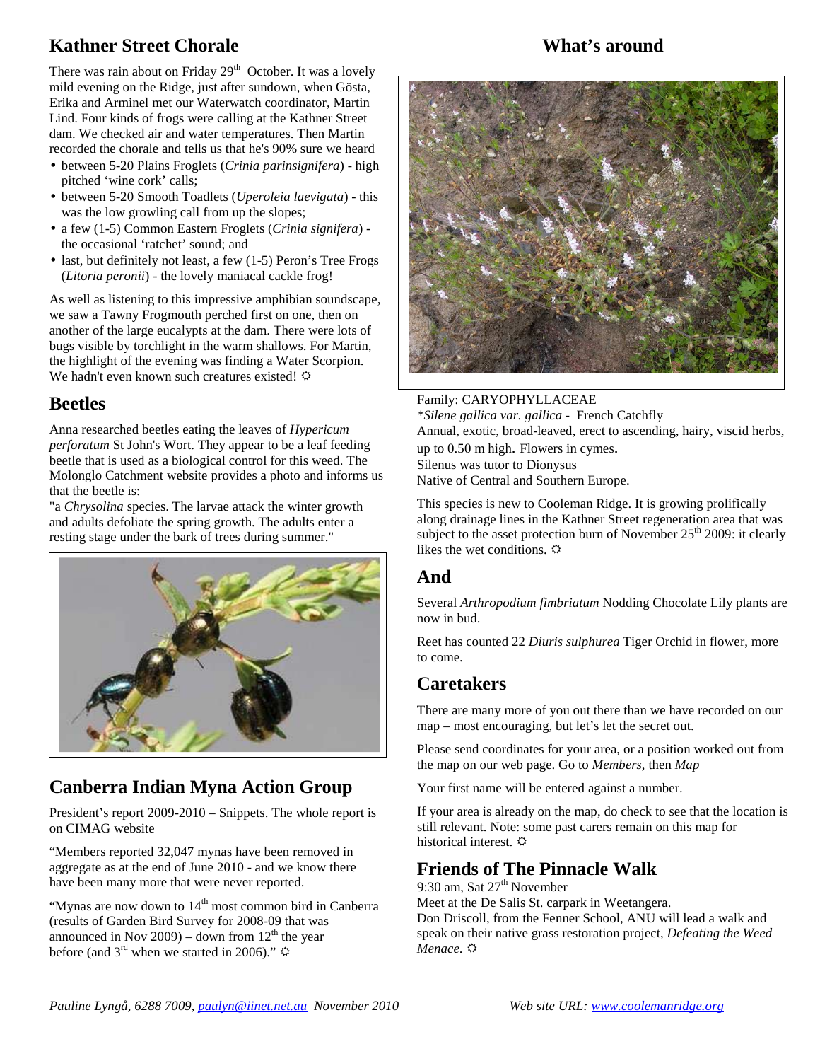## Kathner Street Chorale

There was rain about on Friday 29th October. It was a lovely mild evening on the Ridge, just after sundown, when Gösta, Erika and Arminel met our Waterwatch coordinator, Martin Lind. Four kinds of frogs were calling at the Kathner Street dam. We checked air and water temperatures. Then Martin recorded the chorale and tells us that he's 90% sure we heard

- between 5-20 Plains Froglets (*Crinia parinsignifera*) - high pitched 'wine cork' calls;
- between 5-20 Smooth Toadlets (*Uperoleia laevigata*) - this was the low growling call from up the slopes;
- a few (1-5) Common Eastern Froglets (*Crinia signifera*) - the occasional 'ratchet' sound; and
- last, but definitely not least, a few (1-5) Peron's Tree Frogs (*Litoria peronii*) - the lovely maniacal cackle frog!

As well as listening to this impressive amphibian soundscape, we saw a Tawny Frogmouth perched first on one, then on another of the large eucalypts at the dam. There were lots of bugs visible by torchlight in the warm shallows. For Martin, the highlight of the evening was finding a Water Scorpion. We hadn't even known such creatures existed! ☼

## Beetles

Anna researched beetles eating the leaves of *Hypericum perforatum* St John's Wort. They appear to be a leaf feeding beetle that is used as a biological control for this weed. The Molonglo Catchment website provides a photo and informs us that the beetle is:

"a *Chrysolina* species. The larvae attack the winter growth and adults defoliate the spring growth. The adults enter a resting stage under the bark of trees during summer."

## Canberra Indian Myna Action Group

President's report 2009-2010 – Snippets. The whole report is on CIMAG website

"Members reported 32,047 mynas have been removed in aggregate as at the end of June 2010 - and we know there have been many more that were never reported.

"Mynas are now down to 14th most common bird in Canberra (results of Garden Bird Survey for 2008-09 that was announced in Nov 2009) – down from 12th the year before (and 3rd when we started in 2006)." ☼

## What's around

Family: CARYOPHYLLACEAE
*\*Silene gallica var. gallica* - French Catchfly
Annual, exotic, broad-leaved, erect to ascending, hairy, viscid herbs, up to 0.50 m high. Flowers in cymes.
Silenus was tutor to Dionysus
Native of Central and Southern Europe.

This species is new to Cooleman Ridge. It is growing prolifically along drainage lines in the Kathner Street regeneration area that was subject to the asset protection burn of November 25th 2009: it clearly likes the wet conditions. ☼

## And

Several *Arthropodium fimbriatum* Nodding Chocolate Lily plants are now in bud.

Reet has counted 22 *Diuris sulphurea* Tiger Orchid in flower, more to come.

## Caretakers

There are many more of you out there than we have recorded on our map – most encouraging, but let's let the secret out.

Please send coordinates for your area, or a position worked out from the map on our web page. Go to *Members*, then *Map*

Your first name will be entered against a number.

If your area is already on the map, do check to see that the location is still relevant. Note: some past carers remain on this map for historical interest. ☼

## Friends of The Pinnacle Walk

9:30 am, Sat 27th November
Meet at the De Salis St. carpark in Weetangera.
Don Driscoll, from the Fenner School, ANU will lead a walk and speak on their native grass restoration project, *Defeating the Weed Menace*. ☼

*Pauline Lyngå, 6288 7009, paulyn@iinet.net.au November 2010*  *Web site URL: www.coolemanridge.org*